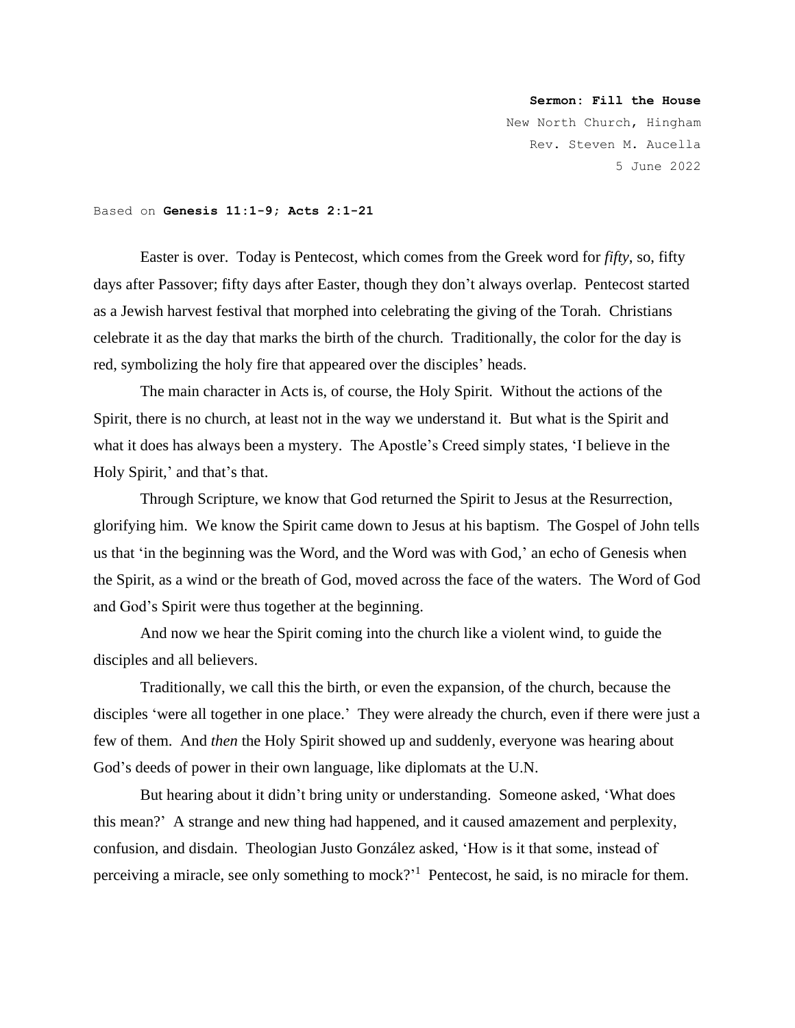**Sermon: Fill the House**
New North Church, Hingham
Rev. Steven M. Aucella
5 June 2022

Based on **Genesis 11:1-9; Acts 2:1-21**

Easter is over. Today is Pentecost, which comes from the Greek word for *fifty*, so, fifty days after Passover; fifty days after Easter, though they don't always overlap. Pentecost started as a Jewish harvest festival that morphed into celebrating the giving of the Torah. Christians celebrate it as the day that marks the birth of the church. Traditionally, the color for the day is red, symbolizing the holy fire that appeared over the disciples' heads.

The main character in Acts is, of course, the Holy Spirit. Without the actions of the Spirit, there is no church, at least not in the way we understand it. But what is the Spirit and what it does has always been a mystery. The Apostle's Creed simply states, 'I believe in the Holy Spirit,' and that's that.

Through Scripture, we know that God returned the Spirit to Jesus at the Resurrection, glorifying him. We know the Spirit came down to Jesus at his baptism. The Gospel of John tells us that 'in the beginning was the Word, and the Word was with God,' an echo of Genesis when the Spirit, as a wind or the breath of God, moved across the face of the waters. The Word of God and God's Spirit were thus together at the beginning.

And now we hear the Spirit coming into the church like a violent wind, to guide the disciples and all believers.

Traditionally, we call this the birth, or even the expansion, of the church, because the disciples 'were all together in one place.' They were already the church, even if there were just a few of them. And *then* the Holy Spirit showed up and suddenly, everyone was hearing about God's deeds of power in their own language, like diplomats at the U.N.

But hearing about it didn't bring unity or understanding. Someone asked, 'What does this mean?' A strange and new thing had happened, and it caused amazement and perplexity, confusion, and disdain. Theologian Justo González asked, 'How is it that some, instead of perceiving a miracle, see only something to mock?'[1] Pentecost, he said, is no miracle for them.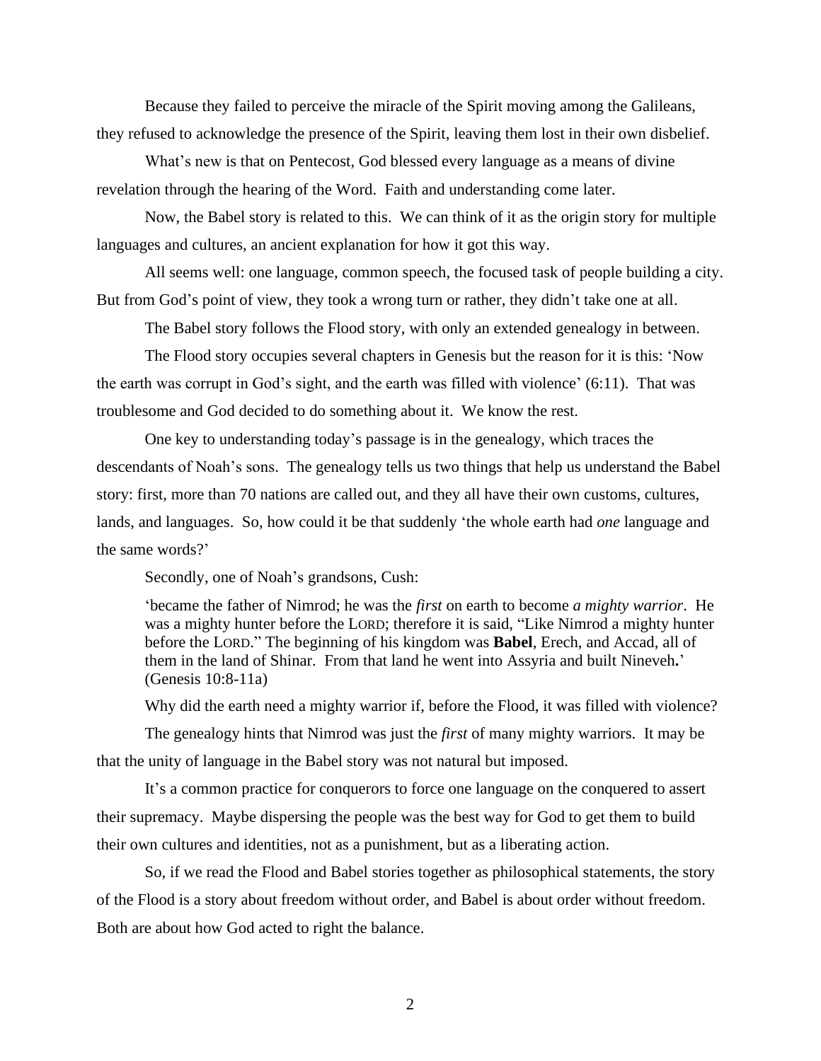Because they failed to perceive the miracle of the Spirit moving among the Galileans, they refused to acknowledge the presence of the Spirit, leaving them lost in their own disbelief.

What's new is that on Pentecost, God blessed every language as a means of divine revelation through the hearing of the Word. Faith and understanding come later.

Now, the Babel story is related to this. We can think of it as the origin story for multiple languages and cultures, an ancient explanation for how it got this way.

All seems well: one language, common speech, the focused task of people building a city. But from God's point of view, they took a wrong turn or rather, they didn't take one at all.

The Babel story follows the Flood story, with only an extended genealogy in between.

The Flood story occupies several chapters in Genesis but the reason for it is this: 'Now the earth was corrupt in God's sight, and the earth was filled with violence' (6:11). That was troublesome and God decided to do something about it. We know the rest.

One key to understanding today's passage is in the genealogy, which traces the descendants of Noah's sons. The genealogy tells us two things that help us understand the Babel story: first, more than 70 nations are called out, and they all have their own customs, cultures, lands, and languages. So, how could it be that suddenly 'the whole earth had *one* language and the same words?'

Secondly, one of Noah's grandsons, Cush:

> 'became the father of Nimrod; he was the *first* on earth to become *a mighty warrior*. He was a mighty hunter before the LORD; therefore it is said, "Like Nimrod a mighty hunter before the LORD." The beginning of his kingdom was **Babel**, Erech, and Accad, all of them in the land of Shinar. From that land he went into Assyria and built Nineveh**.**' (Genesis 10:8-11a)

Why did the earth need a mighty warrior if, before the Flood, it was filled with violence?

The genealogy hints that Nimrod was just the *first* of many mighty warriors. It may be that the unity of language in the Babel story was not natural but imposed.

It's a common practice for conquerors to force one language on the conquered to assert their supremacy. Maybe dispersing the people was the best way for God to get them to build their own cultures and identities, not as a punishment, but as a liberating action.

So, if we read the Flood and Babel stories together as philosophical statements, the story of the Flood is a story about freedom without order, and Babel is about order without freedom. Both are about how God acted to right the balance.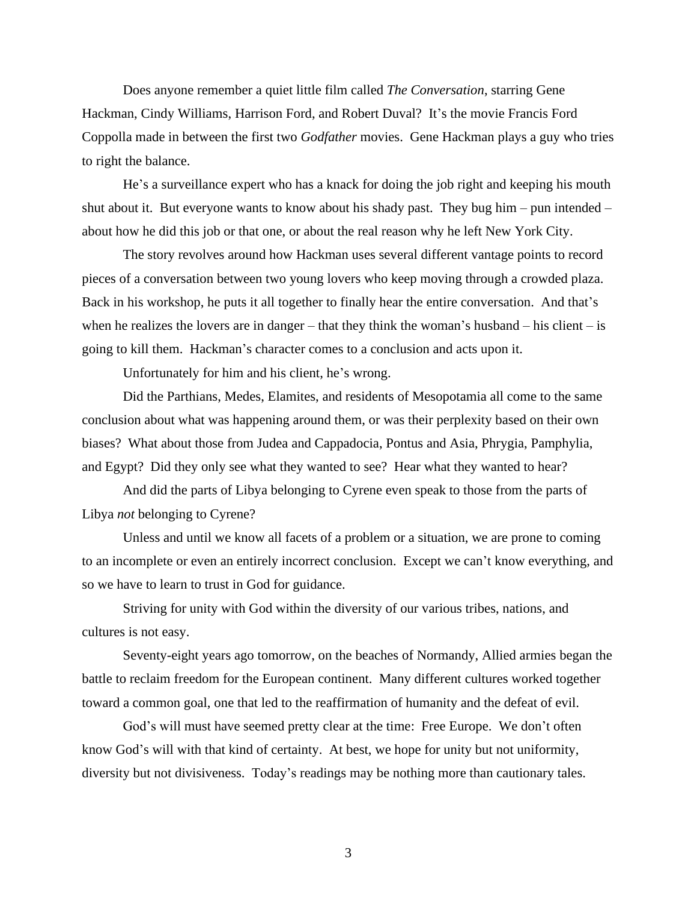Does anyone remember a quiet little film called *The Conversation*, starring Gene Hackman, Cindy Williams, Harrison Ford, and Robert Duval? It's the movie Francis Ford Coppolla made in between the first two *Godfather* movies. Gene Hackman plays a guy who tries to right the balance.

He's a surveillance expert who has a knack for doing the job right and keeping his mouth shut about it. But everyone wants to know about his shady past. They bug him – pun intended – about how he did this job or that one, or about the real reason why he left New York City.

The story revolves around how Hackman uses several different vantage points to record pieces of a conversation between two young lovers who keep moving through a crowded plaza. Back in his workshop, he puts it all together to finally hear the entire conversation. And that's when he realizes the lovers are in danger – that they think the woman's husband – his client – is going to kill them. Hackman's character comes to a conclusion and acts upon it.

Unfortunately for him and his client, he's wrong.

Did the Parthians, Medes, Elamites, and residents of Mesopotamia all come to the same conclusion about what was happening around them, or was their perplexity based on their own biases? What about those from Judea and Cappadocia, Pontus and Asia, Phrygia, Pamphylia, and Egypt? Did they only see what they wanted to see? Hear what they wanted to hear?

And did the parts of Libya belonging to Cyrene even speak to those from the parts of Libya *not* belonging to Cyrene?

Unless and until we know all facets of a problem or a situation, we are prone to coming to an incomplete or even an entirely incorrect conclusion. Except we can't know everything, and so we have to learn to trust in God for guidance.

Striving for unity with God within the diversity of our various tribes, nations, and cultures is not easy.

Seventy-eight years ago tomorrow, on the beaches of Normandy, Allied armies began the battle to reclaim freedom for the European continent. Many different cultures worked together toward a common goal, one that led to the reaffirmation of humanity and the defeat of evil.

God's will must have seemed pretty clear at the time: Free Europe. We don't often know God's will with that kind of certainty. At best, we hope for unity but not uniformity, diversity but not divisiveness. Today's readings may be nothing more than cautionary tales.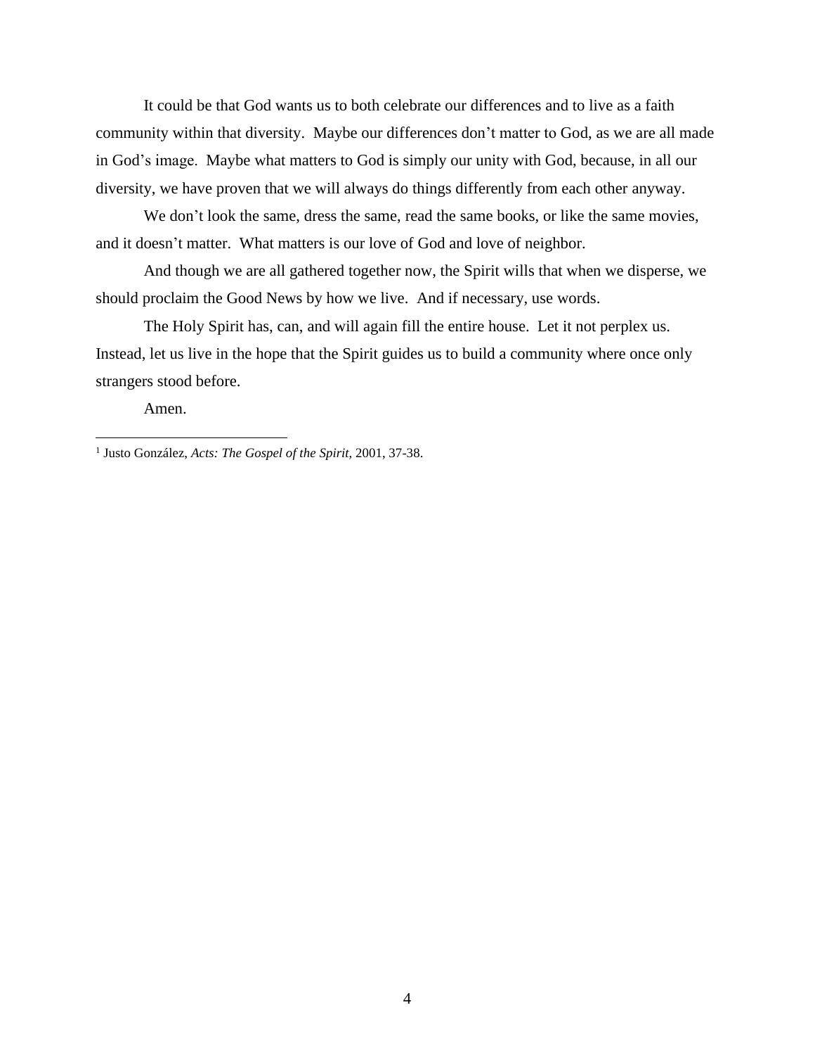It could be that God wants us to both celebrate our differences and to live as a faith community within that diversity. Maybe our differences don't matter to God, as we are all made in God's image. Maybe what matters to God is simply our unity with God, because, in all our diversity, we have proven that we will always do things differently from each other anyway.

We don't look the same, dress the same, read the same books, or like the same movies, and it doesn't matter. What matters is our love of God and love of neighbor.

And though we are all gathered together now, the Spirit wills that when we disperse, we should proclaim the Good News by how we live. And if necessary, use words.

The Holy Spirit has, can, and will again fill the entire house. Let it not perplex us. Instead, let us live in the hope that the Spirit guides us to build a community where once only strangers stood before.

Amen.

---

[1] Justo González, *Acts: The Gospel of the Spirit*, 2001, 37-38.